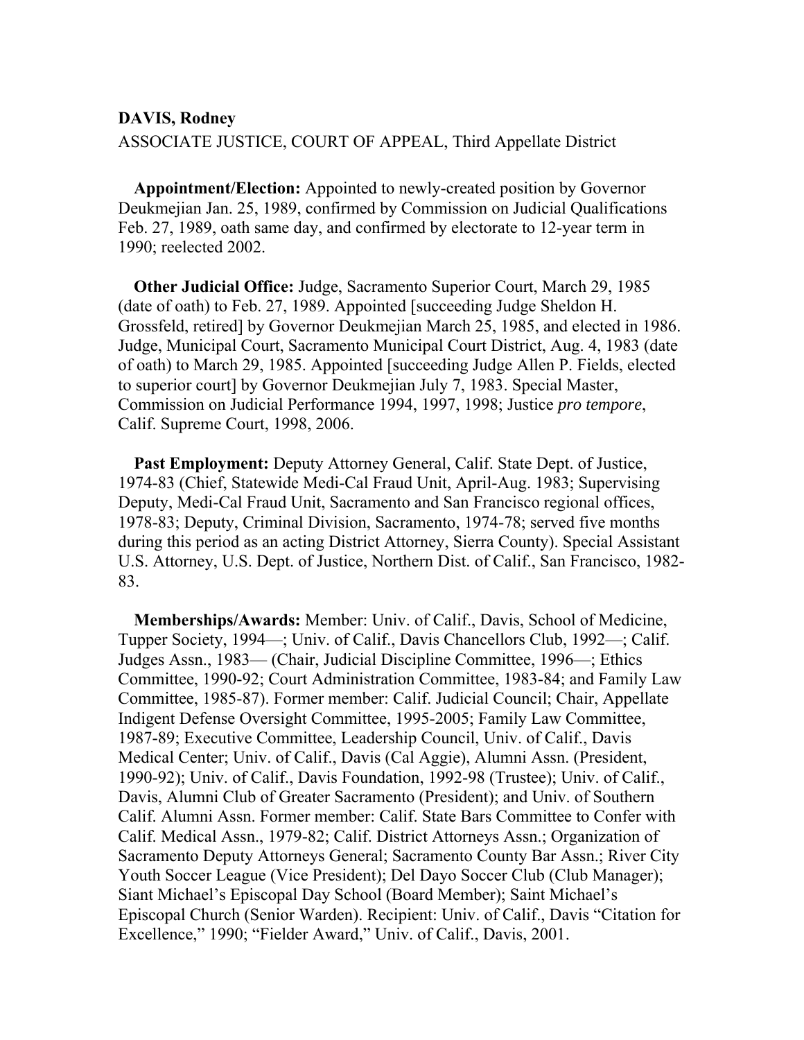**DAVIS, Rodney**

ASSOCIATE JUSTICE, COURT OF APPEAL, Third Appellate District

**Appointment/Election:** Appointed to newly-created position by Governor Deukmejian Jan. 25, 1989, confirmed by Commission on Judicial Qualifications Feb. 27, 1989, oath same day, and confirmed by electorate to 12-year term in 1990; reelected 2002.

**Other Judicial Office:** Judge, Sacramento Superior Court, March 29, 1985 (date of oath) to Feb. 27, 1989. Appointed [succeeding Judge Sheldon H. Grossfeld, retired] by Governor Deukmejian March 25, 1985, and elected in 1986. Judge, Municipal Court, Sacramento Municipal Court District, Aug. 4, 1983 (date of oath) to March 29, 1985. Appointed [succeeding Judge Allen P. Fields, elected to superior court] by Governor Deukmejian July 7, 1983. Special Master, Commission on Judicial Performance 1994, 1997, 1998; Justice *pro tempore*, Calif. Supreme Court, 1998, 2006.

**Past Employment:** Deputy Attorney General, Calif. State Dept. of Justice, 1974-83 (Chief, Statewide Medi-Cal Fraud Unit, April-Aug. 1983; Supervising Deputy, Medi-Cal Fraud Unit, Sacramento and San Francisco regional offices, 1978-83; Deputy, Criminal Division, Sacramento, 1974-78; served five months during this period as an acting District Attorney, Sierra County). Special Assistant U.S. Attorney, U.S. Dept. of Justice, Northern Dist. of Calif., San Francisco, 1982-83.

**Memberships/Awards:** Member: Univ. of Calif., Davis, School of Medicine, Tupper Society, 1994—; Univ. of Calif., Davis Chancellors Club, 1992—; Calif. Judges Assn., 1983— (Chair, Judicial Discipline Committee, 1996—; Ethics Committee, 1990-92; Court Administration Committee, 1983-84; and Family Law Committee, 1985-87). Former member: Calif. Judicial Council; Chair, Appellate Indigent Defense Oversight Committee, 1995-2005; Family Law Committee, 1987-89; Executive Committee, Leadership Council, Univ. of Calif., Davis Medical Center; Univ. of Calif., Davis (Cal Aggie), Alumni Assn. (President, 1990-92); Univ. of Calif., Davis Foundation, 1992-98 (Trustee); Univ. of Calif., Davis, Alumni Club of Greater Sacramento (President); and Univ. of Southern Calif. Alumni Assn. Former member: Calif. State Bars Committee to Confer with Calif. Medical Assn., 1979-82; Calif. District Attorneys Assn.; Organization of Sacramento Deputy Attorneys General; Sacramento County Bar Assn.; River City Youth Soccer League (Vice President); Del Dayo Soccer Club (Club Manager); Siant Michael's Episcopal Day School (Board Member); Saint Michael's Episcopal Church (Senior Warden). Recipient: Univ. of Calif., Davis "Citation for Excellence," 1990; "Fielder Award," Univ. of Calif., Davis, 2001.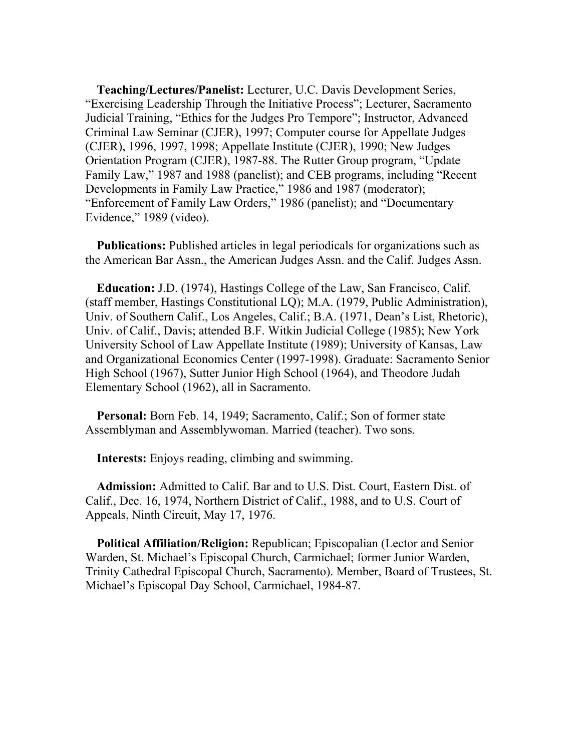**Teaching/Lectures/Panelist:** Lecturer, U.C. Davis Development Series, "Exercising Leadership Through the Initiative Process"; Lecturer, Sacramento Judicial Training, "Ethics for the Judges Pro Tempore"; Instructor, Advanced Criminal Law Seminar (CJER), 1997; Computer course for Appellate Judges (CJER), 1996, 1997, 1998; Appellate Institute (CJER), 1990; New Judges Orientation Program (CJER), 1987-88. The Rutter Group program, "Update Family Law," 1987 and 1988 (panelist); and CEB programs, including "Recent Developments in Family Law Practice," 1986 and 1987 (moderator); "Enforcement of Family Law Orders," 1986 (panelist); and "Documentary Evidence," 1989 (video).

**Publications:** Published articles in legal periodicals for organizations such as the American Bar Assn., the American Judges Assn. and the Calif. Judges Assn.

**Education:** J.D. (1974), Hastings College of the Law, San Francisco, Calif. (staff member, Hastings Constitutional LQ); M.A. (1979, Public Administration), Univ. of Southern Calif., Los Angeles, Calif.; B.A. (1971, Dean's List, Rhetoric), Univ. of Calif., Davis; attended B.F. Witkin Judicial College (1985); New York University School of Law Appellate Institute (1989); University of Kansas, Law and Organizational Economics Center (1997-1998). Graduate: Sacramento Senior High School (1967), Sutter Junior High School (1964), and Theodore Judah Elementary School (1962), all in Sacramento.

**Personal:** Born Feb. 14, 1949; Sacramento, Calif.; Son of former state Assemblyman and Assemblywoman. Married (teacher). Two sons.

**Interests:** Enjoys reading, climbing and swimming.

**Admission:** Admitted to Calif. Bar and to U.S. Dist. Court, Eastern Dist. of Calif., Dec. 16, 1974, Northern District of Calif., 1988, and to U.S. Court of Appeals, Ninth Circuit, May 17, 1976.

**Political Affiliation/Religion:** Republican; Episcopalian (Lector and Senior Warden, St. Michael's Episcopal Church, Carmichael; former Junior Warden, Trinity Cathedral Episcopal Church, Sacramento). Member, Board of Trustees, St. Michael's Episcopal Day School, Carmichael, 1984-87.